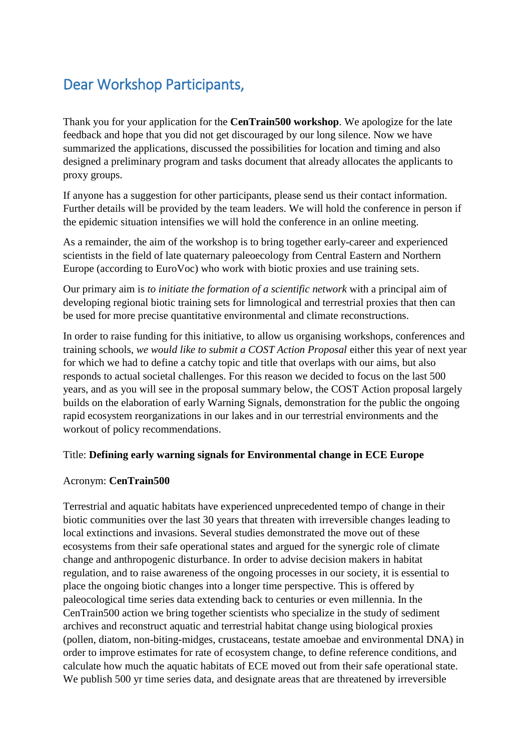# Dear Workshop Participants,

Thank you for your application for the **CenTrain500 workshop**. We apologize for the late feedback and hope that you did not get discouraged by our long silence. Now we have summarized the applications, discussed the possibilities for location and timing and also designed a preliminary program and tasks document that already allocates the applicants to proxy groups.

If anyone has a suggestion for other participants, please send us their contact information. Further details will be provided by the team leaders. We will hold the conference in person if the epidemic situation intensifies we will hold the conference in an online meeting.

As a remainder, the aim of the workshop is to bring together early-career and experienced scientists in the field of late quaternary paleoecology from Central Eastern and Northern Europe (according to EuroVoc) who work with biotic proxies and use training sets.

Our primary aim is *to initiate the formation of a scientific network* with a principal aim of developing regional biotic training sets for limnological and terrestrial proxies that then can be used for more precise quantitative environmental and climate reconstructions.

In order to raise funding for this initiative, to allow us organising workshops, conferences and training schools, *we would like to submit a COST Action Proposal* either this year of next year for which we had to define a catchy topic and title that overlaps with our aims, but also responds to actual societal challenges. For this reason we decided to focus on the last 500 years, and as you will see in the proposal summary below, the COST Action proposal largely builds on the elaboration of early Warning Signals, demonstration for the public the ongoing rapid ecosystem reorganizations in our lakes and in our terrestrial environments and the workout of policy recommendations.

Title: **Defining early warning signals for Environmental change in ECE Europe**

Acronym: **CenTrain500**

Terrestrial and aquatic habitats have experienced unprecedented tempo of change in their biotic communities over the last 30 years that threaten with irreversible changes leading to local extinctions and invasions. Several studies demonstrated the move out of these ecosystems from their safe operational states and argued for the synergic role of climate change and anthropogenic disturbance. In order to advise decision makers in habitat regulation, and to raise awareness of the ongoing processes in our society, it is essential to place the ongoing biotic changes into a longer time perspective. This is offered by paleocological time series data extending back to centuries or even millennia. In the CenTrain500 action we bring together scientists who specialize in the study of sediment archives and reconstruct aquatic and terrestrial habitat change using biological proxies (pollen, diatom, non-biting-midges, crustaceans, testate amoebae and environmental DNA) in order to improve estimates for rate of ecosystem change, to define reference conditions, and calculate how much the aquatic habitats of ECE moved out from their safe operational state. We publish 500 yr time series data, and designate areas that are threatened by irreversible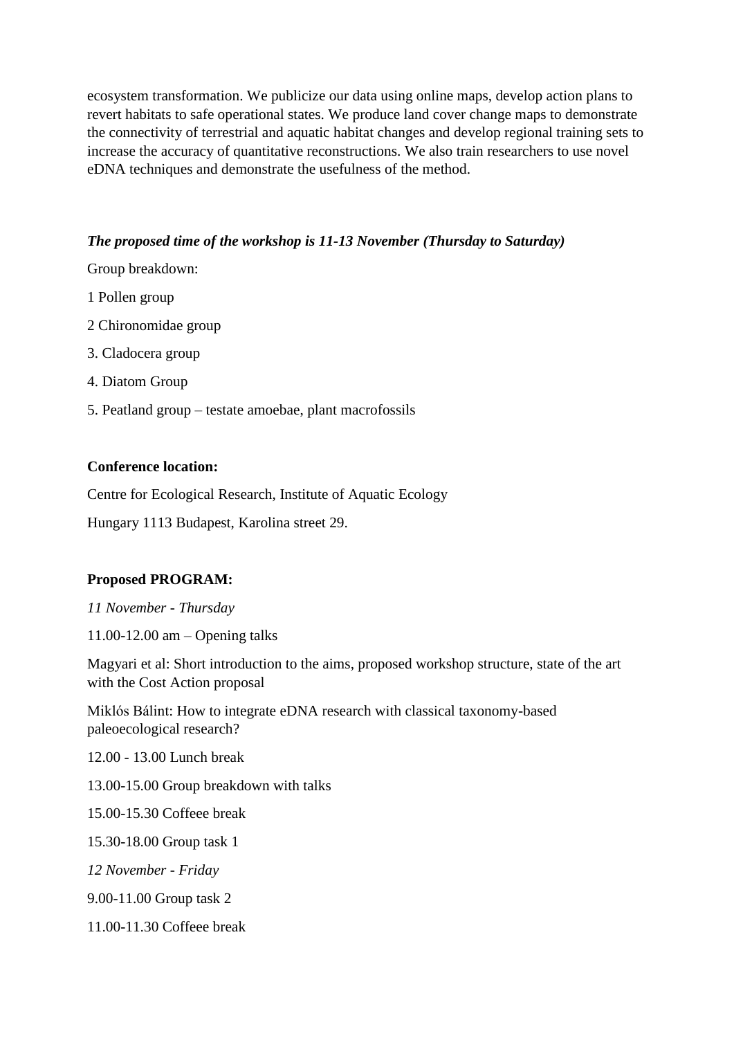ecosystem transformation. We publicize our data using online maps, develop action plans to revert habitats to safe operational states. We produce land cover change maps to demonstrate the connectivity of terrestrial and aquatic habitat changes and develop regional training sets to increase the accuracy of quantitative reconstructions. We also train researchers to use novel eDNA techniques and demonstrate the usefulness of the method.

***The proposed time of the workshop is 11-13 November (Thursday to Saturday)***

Group breakdown:

1 Pollen group

2 Chironomidae group

3. Cladocera group

4. Diatom Group

5. Peatland group – testate amoebae, plant macrofossils

**Conference location:**

Centre for Ecological Research, Institute of Aquatic Ecology

Hungary 1113 Budapest, Karolina street 29.

**Proposed PROGRAM:**

*11 November - Thursday*

11.00-12.00 am – Opening talks

Magyari et al: Short introduction to the aims, proposed workshop structure, state of the art with the Cost Action proposal

Miklós Bálint: How to integrate eDNA research with classical taxonomy-based paleoecological research?

12.00 - 13.00 Lunch break

13.00-15.00 Group breakdown with talks

15.00-15.30 Coffeee break

15.30-18.00 Group task 1

*12 November - Friday*

9.00-11.00 Group task 2

11.00-11.30 Coffeee break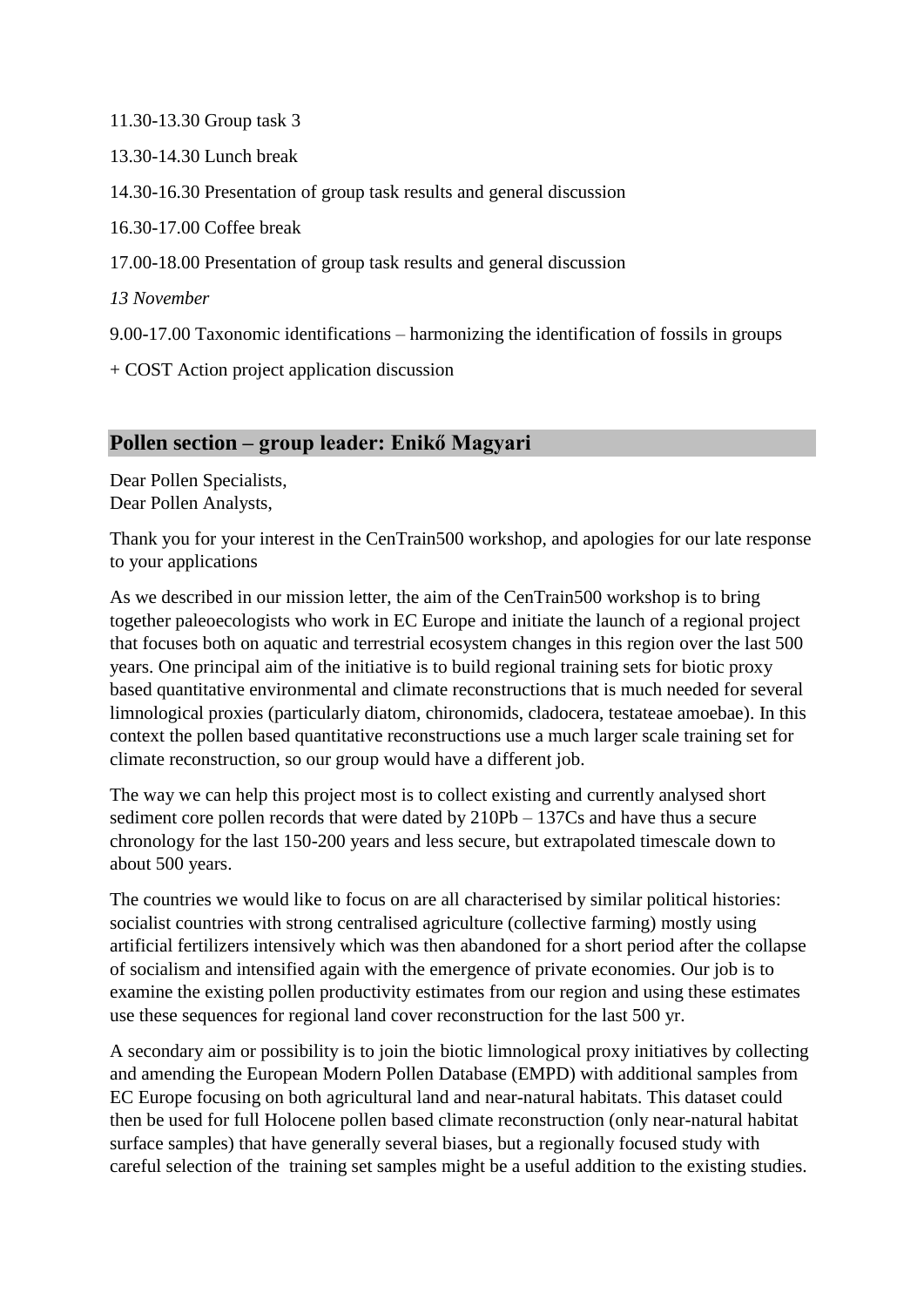11.30-13.30 Group task 3

13.30-14.30 Lunch break

14.30-16.30 Presentation of group task results and general discussion

16.30-17.00 Coffee break

17.00-18.00 Presentation of group task results and general discussion

*13 November*

9.00-17.00 Taxonomic identifications – harmonizing the identification of fossils in groups

+ COST Action project application discussion

## Pollen section – group leader: Enikő Magyari

Dear Pollen Specialists,
Dear Pollen Analysts,

Thank you for your interest in the CenTrain500 workshop, and apologies for our late response to your applications

As we described in our mission letter, the aim of the CenTrain500 workshop is to bring together paleoecologists who work in EC Europe and initiate the launch of a regional project that focuses both on aquatic and terrestrial ecosystem changes in this region over the last 500 years. One principal aim of the initiative is to build regional training sets for biotic proxy based quantitative environmental and climate reconstructions that is much needed for several limnological proxies (particularly diatom, chironomids, cladocera, testateae amoebae). In this context the pollen based quantitative reconstructions use a much larger scale training set for climate reconstruction, so our group would have a different job.

The way we can help this project most is to collect existing and currently analysed short sediment core pollen records that were dated by 210Pb – 137Cs and have thus a secure chronology for the last 150-200 years and less secure, but extrapolated timescale down to about 500 years.

The countries we would like to focus on are all characterised by similar political histories: socialist countries with strong centralised agriculture (collective farming) mostly using artificial fertilizers intensively which was then abandoned for a short period after the collapse of socialism and intensified again with the emergence of private economies. Our job is to examine the existing pollen productivity estimates from our region and using these estimates use these sequences for regional land cover reconstruction for the last 500 yr.

A secondary aim or possibility is to join the biotic limnological proxy initiatives by collecting and amending the European Modern Pollen Database (EMPD) with additional samples from EC Europe focusing on both agricultural land and near-natural habitats. This dataset could then be used for full Holocene pollen based climate reconstruction (only near-natural habitat surface samples) that have generally several biases, but a regionally focused study with careful selection of the training set samples might be a useful addition to the existing studies.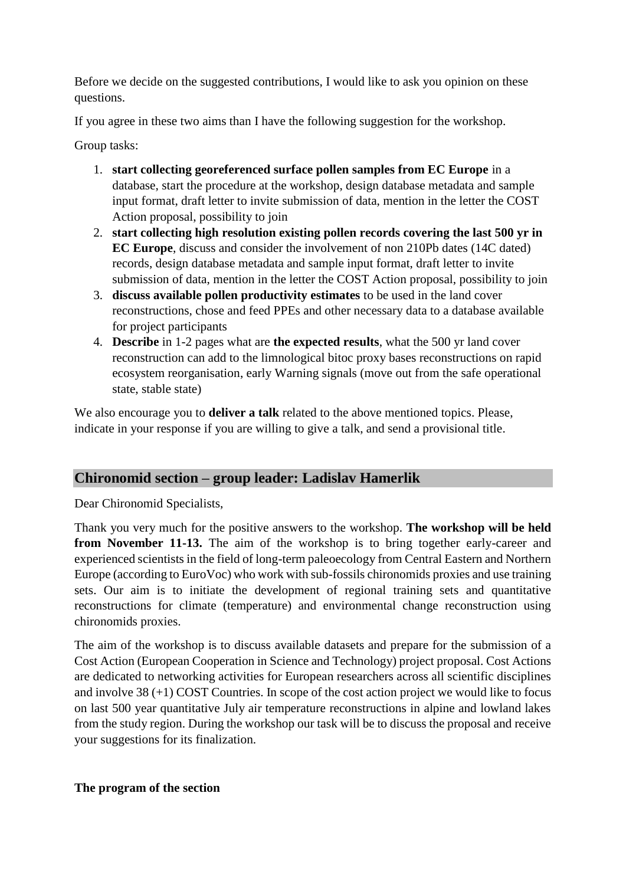Before we decide on the suggested contributions, I would like to ask you opinion on these questions.

If you agree in these two aims than I have the following suggestion for the workshop.

Group tasks:

1. **start collecting georeferenced surface pollen samples from EC Europe** in a database, start the procedure at the workshop, design database metadata and sample input format, draft letter to invite submission of data, mention in the letter the COST Action proposal, possibility to join
2. **start collecting high resolution existing pollen records covering the last 500 yr in EC Europe**, discuss and consider the involvement of non 210Pb dates (14C dated) records, design database metadata and sample input format, draft letter to invite submission of data, mention in the letter the COST Action proposal, possibility to join
3. **discuss available pollen productivity estimates** to be used in the land cover reconstructions, chose and feed PPEs and other necessary data to a database available for project participants
4. **Describe** in 1-2 pages what are **the expected results**, what the 500 yr land cover reconstruction can add to the limnological bitoc proxy bases reconstructions on rapid ecosystem reorganisation, early Warning signals (move out from the safe operational state, stable state)

We also encourage you to **deliver a talk** related to the above mentioned topics. Please, indicate in your response if you are willing to give a talk, and send a provisional title.

## Chironomid section – group leader: Ladislav Hamerlik

Dear Chironomid Specialists,

Thank you very much for the positive answers to the workshop. **The workshop will be held from November 11-13.** The aim of the workshop is to bring together early-career and experienced scientists in the field of long-term paleoecology from Central Eastern and Northern Europe (according to EuroVoc) who work with sub-fossils chironomids proxies and use training sets. Our aim is to initiate the development of regional training sets and quantitative reconstructions for climate (temperature) and environmental change reconstruction using chironomids proxies.

The aim of the workshop is to discuss available datasets and prepare for the submission of a Cost Action (European Cooperation in Science and Technology) project proposal. Cost Actions are dedicated to networking activities for European researchers across all scientific disciplines and involve 38 (+1) COST Countries. In scope of the cost action project we would like to focus on last 500 year quantitative July air temperature reconstructions in alpine and lowland lakes from the study region. During the workshop our task will be to discuss the proposal and receive your suggestions for its finalization.

**The program of the section**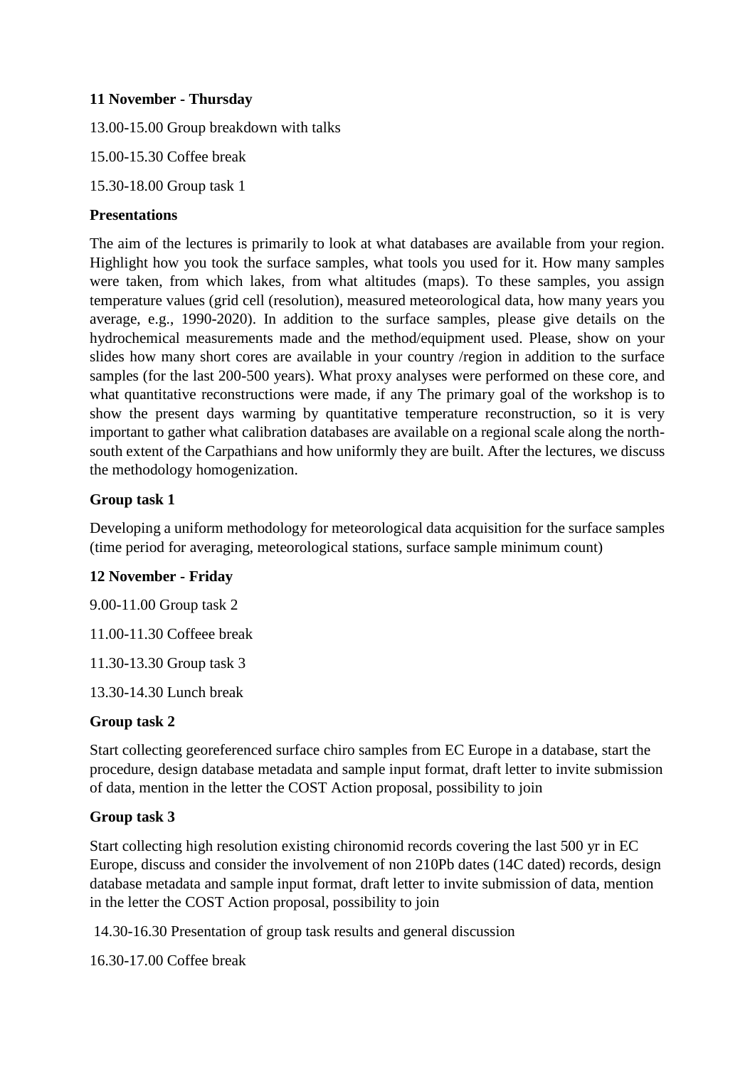**11 November - Thursday**

13.00-15.00 Group breakdown with talks

15.00-15.30 Coffee break

15.30-18.00 Group task 1

**Presentations**

The aim of the lectures is primarily to look at what databases are available from your region. Highlight how you took the surface samples, what tools you used for it. How many samples were taken, from which lakes, from what altitudes (maps). To these samples, you assign temperature values (grid cell (resolution), measured meteorological data, how many years you average, e.g., 1990-2020). In addition to the surface samples, please give details on the hydrochemical measurements made and the method/equipment used. Please, show on your slides how many short cores are available in your country /region in addition to the surface samples (for the last 200-500 years). What proxy analyses were performed on these core, and what quantitative reconstructions were made, if any The primary goal of the workshop is to show the present days warming by quantitative temperature reconstruction, so it is very important to gather what calibration databases are available on a regional scale along the north-south extent of the Carpathians and how uniformly they are built. After the lectures, we discuss the methodology homogenization.

**Group task 1**

Developing a uniform methodology for meteorological data acquisition for the surface samples (time period for averaging, meteorological stations, surface sample minimum count)

**12 November - Friday**

9.00-11.00 Group task 2

11.00-11.30 Coffeee break

11.30-13.30 Group task 3

13.30-14.30 Lunch break

**Group task 2**

Start collecting georeferenced surface chiro samples from EC Europe in a database, start the procedure, design database metadata and sample input format, draft letter to invite submission of data, mention in the letter the COST Action proposal, possibility to join

**Group task 3**

Start collecting high resolution existing chironomid records covering the last 500 yr in EC Europe, discuss and consider the involvement of non 210Pb dates (14C dated) records, design database metadata and sample input format, draft letter to invite submission of data, mention in the letter the COST Action proposal, possibility to join

14.30-16.30 Presentation of group task results and general discussion

16.30-17.00 Coffee break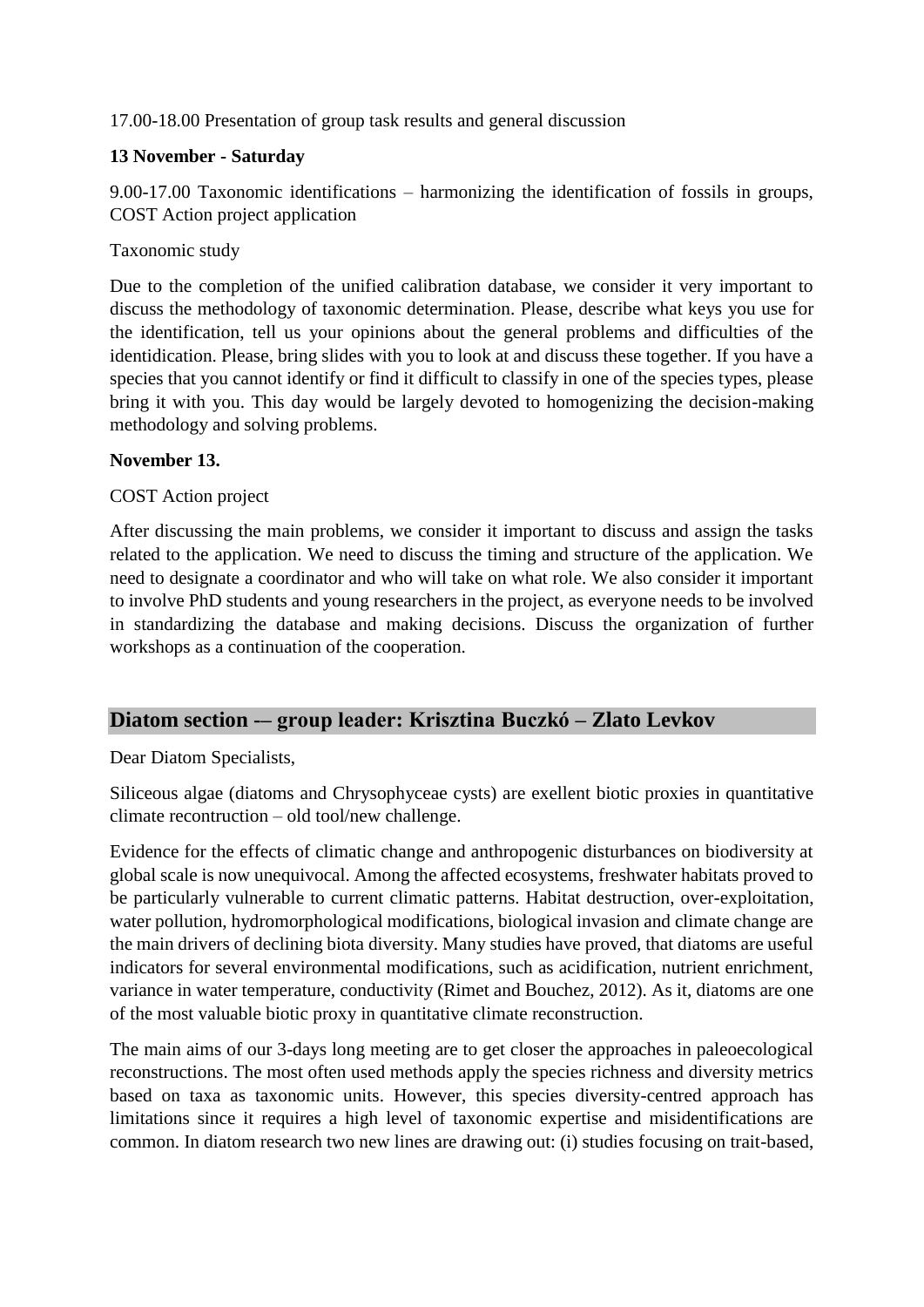17.00-18.00 Presentation of group task results and general discussion

**13 November - Saturday**

9.00-17.00 Taxonomic identifications – harmonizing the identification of fossils in groups, COST Action project application

Taxonomic study

Due to the completion of the unified calibration database, we consider it very important to discuss the methodology of taxonomic determination. Please, describe what keys you use for the identification, tell us your opinions about the general problems and difficulties of the identidication. Please, bring slides with you to look at and discuss these together. If you have a species that you cannot identify or find it difficult to classify in one of the species types, please bring it with you. This day would be largely devoted to homogenizing the decision-making methodology and solving problems.

**November 13.**

COST Action project

After discussing the main problems, we consider it important to discuss and assign the tasks related to the application. We need to discuss the timing and structure of the application. We need to designate a coordinator and who will take on what role. We also consider it important to involve PhD students and young researchers in the project, as everyone needs to be involved in standardizing the database and making decisions. Discuss the organization of further workshops as a continuation of the cooperation.

## Diatom section -– group leader: Krisztina Buczkó – Zlato Levkov

Dear Diatom Specialists,

Siliceous algae (diatoms and Chrysophyceae cysts) are exellent biotic proxies in quantitative climate recontruction – old tool/new challenge.

Evidence for the effects of climatic change and anthropogenic disturbances on biodiversity at global scale is now unequivocal. Among the affected ecosystems, freshwater habitats proved to be particularly vulnerable to current climatic patterns. Habitat destruction, over-exploitation, water pollution, hydromorphological modifications, biological invasion and climate change are the main drivers of declining biota diversity. Many studies have proved, that diatoms are useful indicators for several environmental modifications, such as acidification, nutrient enrichment, variance in water temperature, conductivity (Rimet and Bouchez, 2012). As it, diatoms are one of the most valuable biotic proxy in quantitative climate reconstruction.

The main aims of our 3-days long meeting are to get closer the approaches in paleoecological reconstructions. The most often used methods apply the species richness and diversity metrics based on taxa as taxonomic units. However, this species diversity-centred approach has limitations since it requires a high level of taxonomic expertise and misidentifications are common. In diatom research two new lines are drawing out: (i) studies focusing on trait-based,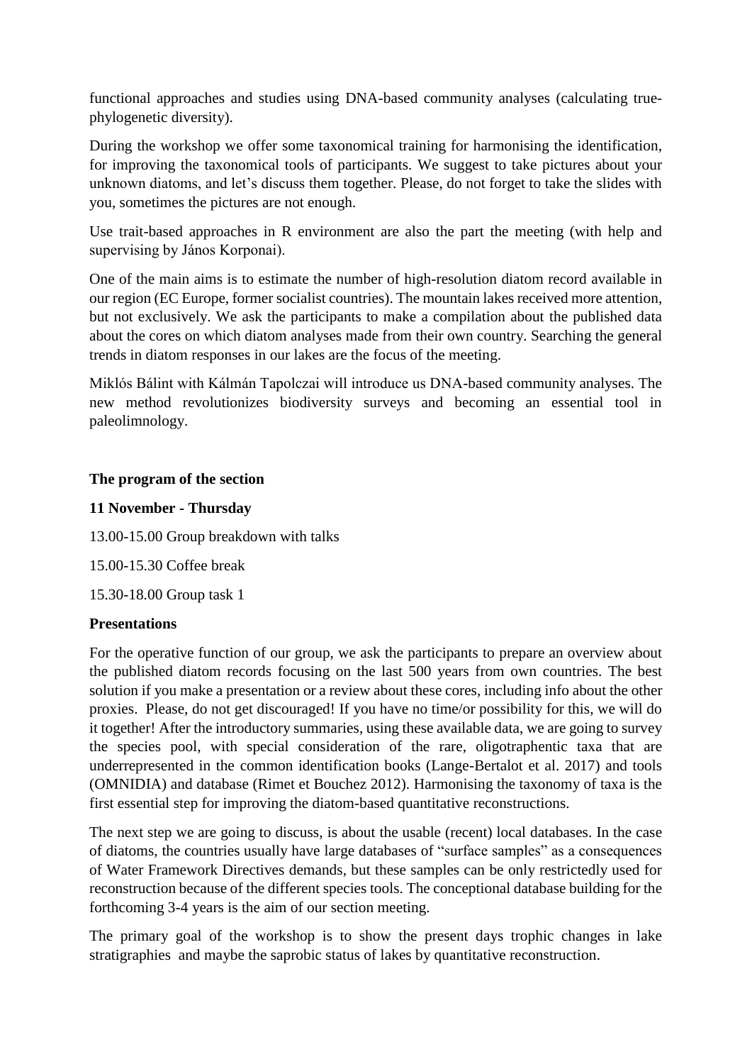functional approaches and studies using DNA-based community analyses (calculating true-phylogenetic diversity).

During the workshop we offer some taxonomical training for harmonising the identification, for improving the taxonomical tools of participants. We suggest to take pictures about your unknown diatoms, and let's discuss them together. Please, do not forget to take the slides with you, sometimes the pictures are not enough.

Use trait-based approaches in R environment are also the part the meeting (with help and supervising by János Korponai).

One of the main aims is to estimate the number of high-resolution diatom record available in our region (EC Europe, former socialist countries). The mountain lakes received more attention, but not exclusively. We ask the participants to make a compilation about the published data about the cores on which diatom analyses made from their own country. Searching the general trends in diatom responses in our lakes are the focus of the meeting.

Miklós Bálint with Kálmán Tapolczai will introduce us DNA-based community analyses. The new method revolutionizes biodiversity surveys and becoming an essential tool in paleolimnology.

**The program of the section**

**11 November - Thursday**

13.00-15.00 Group breakdown with talks

15.00-15.30 Coffee break

15.30-18.00 Group task 1

**Presentations**

For the operative function of our group, we ask the participants to prepare an overview about the published diatom records focusing on the last 500 years from own countries. The best solution if you make a presentation or a review about these cores, including info about the other proxies. Please, do not get discouraged! If you have no time/or possibility for this, we will do it together! After the introductory summaries, using these available data, we are going to survey the species pool, with special consideration of the rare, oligotraphentic taxa that are underrepresented in the common identification books (Lange-Bertalot et al. 2017) and tools (OMNIDIA) and database (Rimet et Bouchez 2012). Harmonising the taxonomy of taxa is the first essential step for improving the diatom-based quantitative reconstructions.

The next step we are going to discuss, is about the usable (recent) local databases. In the case of diatoms, the countries usually have large databases of "surface samples" as a consequences of Water Framework Directives demands, but these samples can be only restrictedly used for reconstruction because of the different species tools. The conceptional database building for the forthcoming 3-4 years is the aim of our section meeting.

The primary goal of the workshop is to show the present days trophic changes in lake stratigraphies and maybe the saprobic status of lakes by quantitative reconstruction.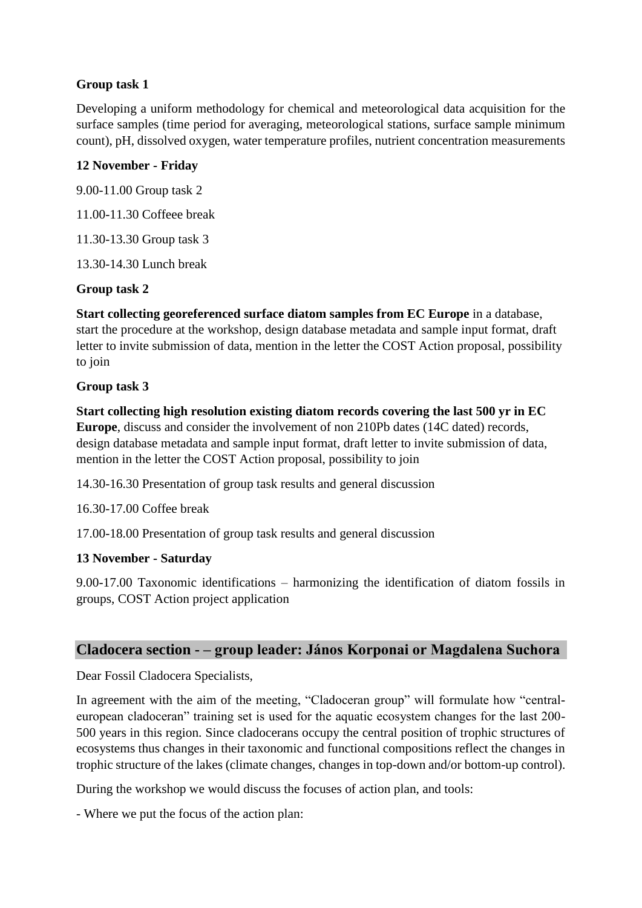**Group task 1**

Developing a uniform methodology for chemical and meteorological data acquisition for the surface samples (time period for averaging, meteorological stations, surface sample minimum count), pH, dissolved oxygen, water temperature profiles, nutrient concentration measurements

**12 November - Friday**

9.00-11.00 Group task 2

11.00-11.30 Coffeee break

11.30-13.30 Group task 3

13.30-14.30 Lunch break

**Group task 2**

**Start collecting georeferenced surface diatom samples from EC Europe** in a database, start the procedure at the workshop, design database metadata and sample input format, draft letter to invite submission of data, mention in the letter the COST Action proposal, possibility to join

**Group task 3**

**Start collecting high resolution existing diatom records covering the last 500 yr in EC Europe**, discuss and consider the involvement of non 210Pb dates (14C dated) records, design database metadata and sample input format, draft letter to invite submission of data, mention in the letter the COST Action proposal, possibility to join

14.30-16.30 Presentation of group task results and general discussion

16.30-17.00 Coffee break

17.00-18.00 Presentation of group task results and general discussion

**13 November - Saturday**

9.00-17.00 Taxonomic identifications – harmonizing the identification of diatom fossils in groups, COST Action project application

## Cladocera section - – group leader: János Korponai or Magdalena Suchora

Dear Fossil Cladocera Specialists,

In agreement with the aim of the meeting, "Cladoceran group" will formulate how "central-european cladoceran" training set is used for the aquatic ecosystem changes for the last 200-500 years in this region. Since cladocerans occupy the central position of trophic structures of ecosystems thus changes in their taxonomic and functional compositions reflect the changes in trophic structure of the lakes (climate changes, changes in top-down and/or bottom-up control).

During the workshop we would discuss the focuses of action plan, and tools:

- Where we put the focus of the action plan: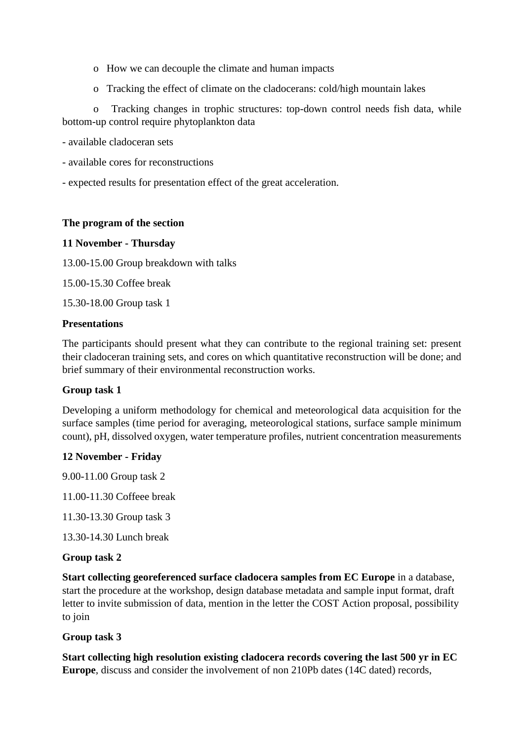- How we can decouple the climate and human impacts
  - Tracking the effect of climate on the cladocerans: cold/high mountain lakes
  - Tracking changes in trophic structures: top-down control needs fish data, while bottom-up control require phytoplankton data

- available cladoceran sets
- available cores for reconstructions
- expected results for presentation effect of the great acceleration.

**The program of the section**

**11 November - Thursday**

13.00-15.00 Group breakdown with talks

15.00-15.30 Coffee break

15.30-18.00 Group task 1

**Presentations**

The participants should present what they can contribute to the regional training set: present their cladoceran training sets, and cores on which quantitative reconstruction will be done; and brief summary of their environmental reconstruction works.

**Group task 1**

Developing a uniform methodology for chemical and meteorological data acquisition for the surface samples (time period for averaging, meteorological stations, surface sample minimum count), pH, dissolved oxygen, water temperature profiles, nutrient concentration measurements

**12 November - Friday**

9.00-11.00 Group task 2

11.00-11.30 Coffeee break

11.30-13.30 Group task 3

13.30-14.30 Lunch break

**Group task 2**

**Start collecting georeferenced surface cladocera samples from EC Europe** in a database, start the procedure at the workshop, design database metadata and sample input format, draft letter to invite submission of data, mention in the letter the COST Action proposal, possibility to join

**Group task 3**

**Start collecting high resolution existing cladocera records covering the last 500 yr in EC Europe**, discuss and consider the involvement of non 210Pb dates (14C dated) records,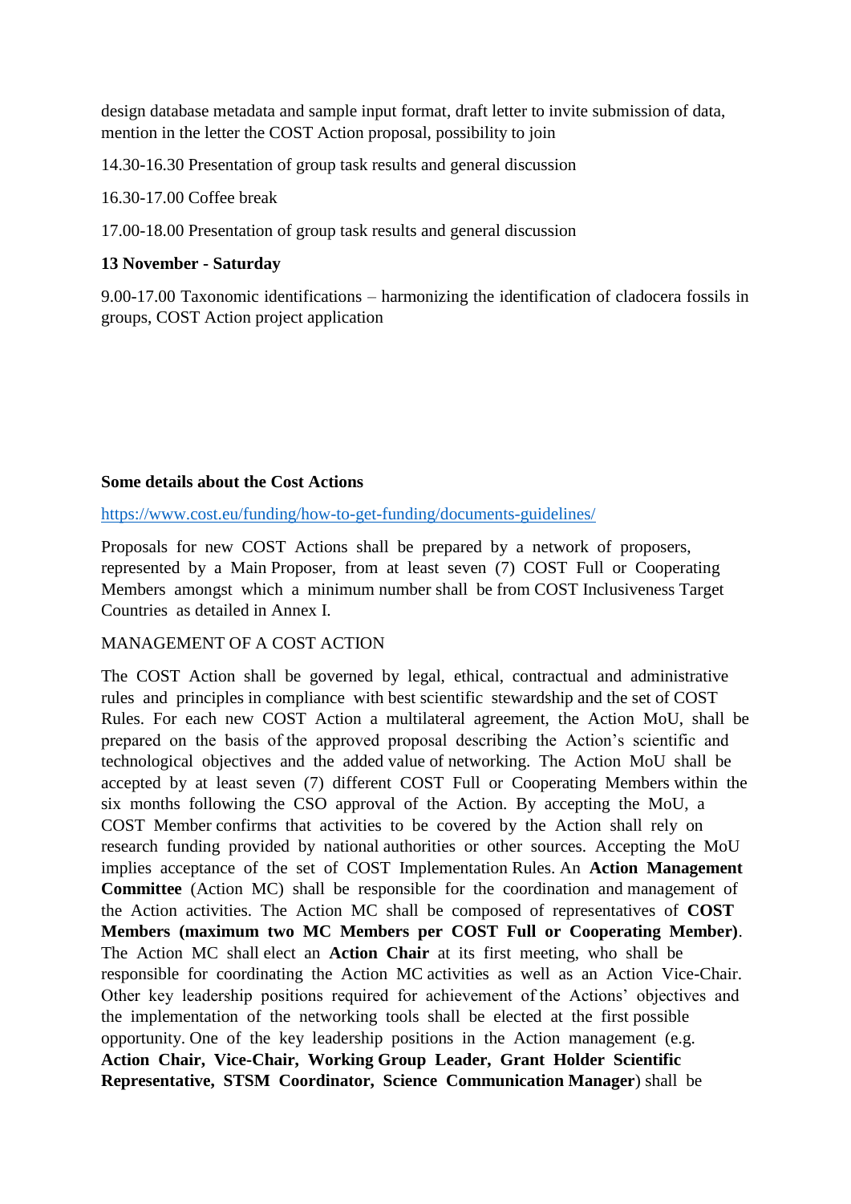design database metadata and sample input format, draft letter to invite submission of data, mention in the letter the COST Action proposal, possibility to join

14.30-16.30 Presentation of group task results and general discussion

16.30-17.00 Coffee break

17.00-18.00 Presentation of group task results and general discussion

**13 November - Saturday**

9.00-17.00 Taxonomic identifications – harmonizing the identification of cladocera fossils in groups, COST Action project application

**Some details about the Cost Actions**

https://www.cost.eu/funding/how-to-get-funding/documents-guidelines/

Proposals for new COST Actions shall be prepared by a network of proposers, represented by a Main Proposer, from at least seven (7) COST Full or Cooperating Members amongst which a minimum number shall be from COST Inclusiveness Target Countries as detailed in Annex I.

MANAGEMENT OF A COST ACTION

The COST Action shall be governed by legal, ethical, contractual and administrative rules and principles in compliance with best scientific stewardship and the set of COST Rules. For each new COST Action a multilateral agreement, the Action MoU, shall be prepared on the basis of the approved proposal describing the Action's scientific and technological objectives and the added value of networking. The Action MoU shall be accepted by at least seven (7) different COST Full or Cooperating Members within the six months following the CSO approval of the Action. By accepting the MoU, a COST Member confirms that activities to be covered by the Action shall rely on research funding provided by national authorities or other sources. Accepting the MoU implies acceptance of the set of COST Implementation Rules. An **Action Management Committee** (Action MC) shall be responsible for the coordination and management of the Action activities. The Action MC shall be composed of representatives of **COST Members (maximum two MC Members per COST Full or Cooperating Member)**. The Action MC shall elect an **Action Chair** at its first meeting, who shall be responsible for coordinating the Action MC activities as well as an Action Vice-Chair. Other key leadership positions required for achievement of the Actions' objectives and the implementation of the networking tools shall be elected at the first possible opportunity. One of the key leadership positions in the Action management (e.g. **Action Chair, Vice-Chair, Working Group Leader, Grant Holder Scientific Representative, STSM Coordinator, Science Communication Manager**) shall be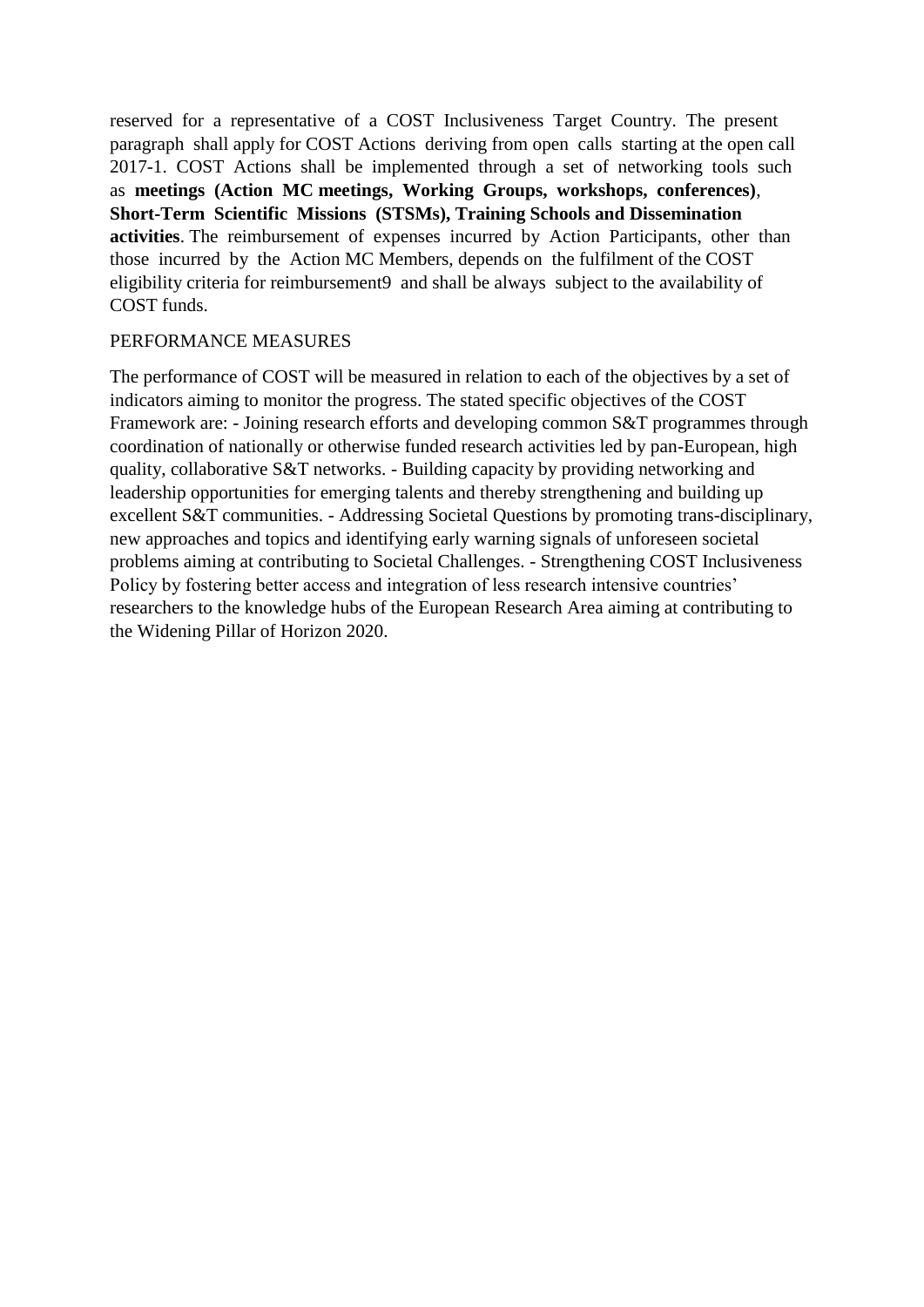reserved for a representative of a COST Inclusiveness Target Country. The present paragraph shall apply for COST Actions deriving from open calls starting at the open call 2017-1. COST Actions shall be implemented through a set of networking tools such as **meetings (Action MC meetings, Working Groups, workshops, conferences)**, **Short-Term Scientific Missions (STSMs), Training Schools and Dissemination activities**. The reimbursement of expenses incurred by Action Participants, other than those incurred by the Action MC Members, depends on the fulfilment of the COST eligibility criteria for reimbursement9 and shall be always subject to the availability of COST funds.

## PERFORMANCE MEASURES

The performance of COST will be measured in relation to each of the objectives by a set of indicators aiming to monitor the progress. The stated specific objectives of the COST Framework are: - Joining research efforts and developing common S&T programmes through coordination of nationally or otherwise funded research activities led by pan-European, high quality, collaborative S&T networks. - Building capacity by providing networking and leadership opportunities for emerging talents and thereby strengthening and building up excellent S&T communities. - Addressing Societal Questions by promoting trans-disciplinary, new approaches and topics and identifying early warning signals of unforeseen societal problems aiming at contributing to Societal Challenges. - Strengthening COST Inclusiveness Policy by fostering better access and integration of less research intensive countries' researchers to the knowledge hubs of the European Research Area aiming at contributing to the Widening Pillar of Horizon 2020.